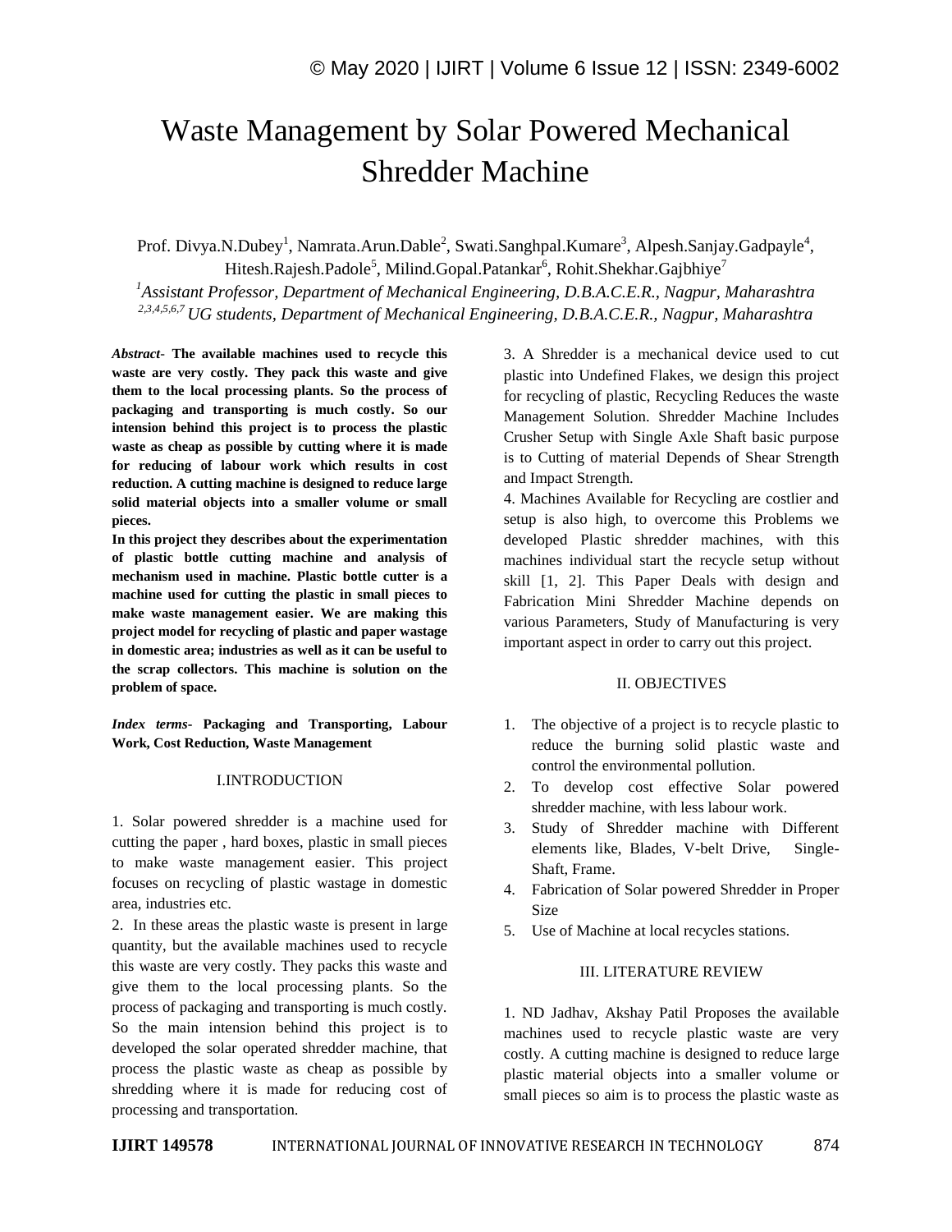# Waste Management by Solar Powered Mechanical Shredder Machine

Prof. Divya.N.Dubey[1], Namrata.Arun.Dable[2], Swati.Sanghpal.Kumare[3], Alpesh.Sanjay.Gadpayle[4], Hitesh.Rajesh.Padole[5], Milind.Gopal.Patankar[6], Rohit.Shekhar.Gajbhiye[7]

[1] *Assistant Professor, Department of Mechanical Engineering, D.B.A.C.E.R., Nagpur, Maharashtra*
[2,3,4,5,6,7] *UG students, Department of Mechanical Engineering, D.B.A.C.E.R., Nagpur, Maharashtra*

***Abstract-*** **The available machines used to recycle this waste are very costly. They pack this waste and give them to the local processing plants. So the process of packaging and transporting is much costly. So our intension behind this project is to process the plastic waste as cheap as possible by cutting where it is made for reducing of labour work which results in cost reduction. A cutting machine is designed to reduce large solid material objects into a smaller volume or small pieces.**

**In this project they describes about the experimentation of plastic bottle cutting machine and analysis of mechanism used in machine. Plastic bottle cutter is a machine used for cutting the plastic in small pieces to make waste management easier. We are making this project model for recycling of plastic and paper wastage in domestic area; industries as well as it can be useful to the scrap collectors. This machine is solution on the problem of space.**

***Index terms-*** **Packaging and Transporting, Labour Work, Cost Reduction, Waste Management**

## I.INTRODUCTION

1. Solar powered shredder is a machine used for cutting the paper , hard boxes, plastic in small pieces to make waste management easier. This project focuses on recycling of plastic wastage in domestic area, industries etc.

2. In these areas the plastic waste is present in large quantity, but the available machines used to recycle this waste are very costly. They packs this waste and give them to the local processing plants. So the process of packaging and transporting is much costly. So the main intension behind this project is to developed the solar operated shredder machine, that process the plastic waste as cheap as possible by shredding where it is made for reducing cost of processing and transportation.

3. A Shredder is a mechanical device used to cut plastic into Undefined Flakes, we design this project for recycling of plastic, Recycling Reduces the waste Management Solution. Shredder Machine Includes Crusher Setup with Single Axle Shaft basic purpose is to Cutting of material Depends of Shear Strength and Impact Strength.

4. Machines Available for Recycling are costlier and setup is also high, to overcome this Problems we developed Plastic shredder machines, with this machines individual start the recycle setup without skill [1, 2]. This Paper Deals with design and Fabrication Mini Shredder Machine depends on various Parameters, Study of Manufacturing is very important aspect in order to carry out this project.

## II. OBJECTIVES

1. The objective of a project is to recycle plastic to reduce the burning solid plastic waste and control the environmental pollution.
2. To develop cost effective Solar powered shredder machine, with less labour work.
3. Study of Shredder machine with Different elements like, Blades, V-belt Drive, Single-Shaft, Frame.
4. Fabrication of Solar powered Shredder in Proper Size
5. Use of Machine at local recycles stations.

## III. LITERATURE REVIEW

1. ND Jadhav, Akshay Patil Proposes the available machines used to recycle plastic waste are very costly. A cutting machine is designed to reduce large plastic material objects into a smaller volume or small pieces so aim is to process the plastic waste as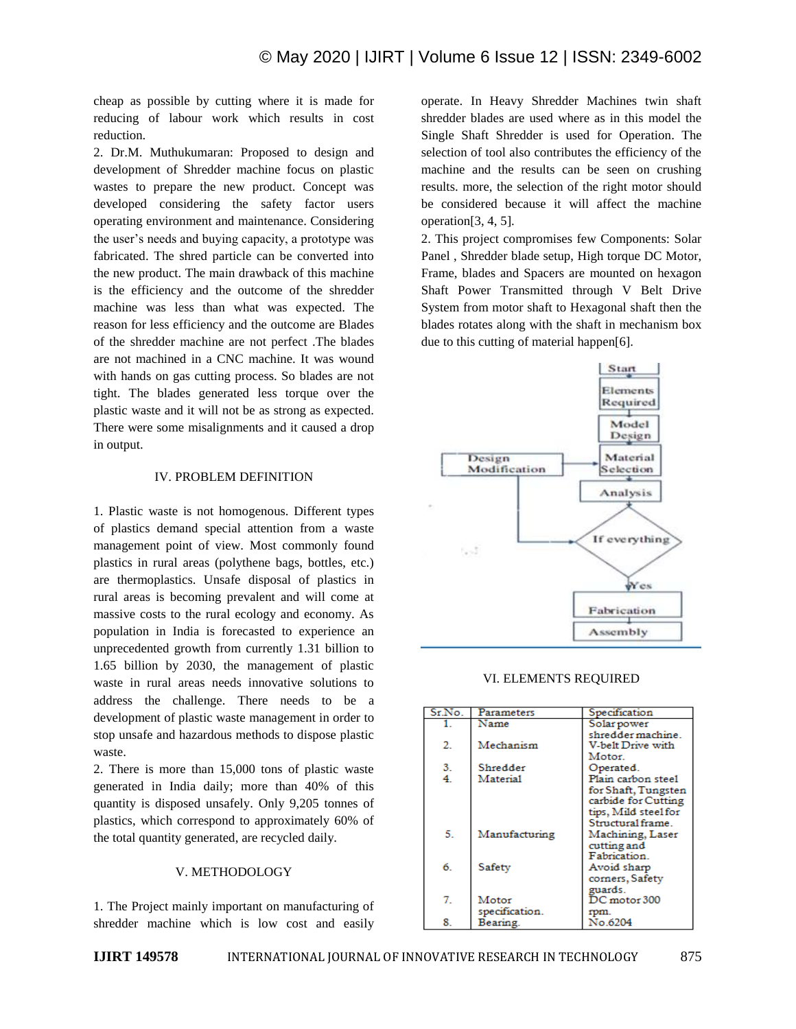cheap as possible by cutting where it is made for reducing of labour work which results in cost reduction.

2. Dr.M. Muthukumaran: Proposed to design and development of Shredder machine focus on plastic wastes to prepare the new product. Concept was developed considering the safety factor users operating environment and maintenance. Considering the user's needs and buying capacity, a prototype was fabricated. The shred particle can be converted into the new product. The main drawback of this machine is the efficiency and the outcome of the shredder machine was less than what was expected. The reason for less efficiency and the outcome are Blades of the shredder machine are not perfect .The blades are not machined in a CNC machine. It was wound with hands on gas cutting process. So blades are not tight. The blades generated less torque over the plastic waste and it will not be as strong as expected. There were some misalignments and it caused a drop in output.

## IV. PROBLEM DEFINITION

1. Plastic waste is not homogenous. Different types of plastics demand special attention from a waste management point of view. Most commonly found plastics in rural areas (polythene bags, bottles, etc.) are thermoplastics. Unsafe disposal of plastics in rural areas is becoming prevalent and will come at massive costs to the rural ecology and economy. As population in India is forecasted to experience an unprecedented growth from currently 1.31 billion to 1.65 billion by 2030, the management of plastic waste in rural areas needs innovative solutions to address the challenge. There needs to be a development of plastic waste management in order to stop unsafe and hazardous methods to dispose plastic waste.

2. There is more than 15,000 tons of plastic waste generated in India daily; more than 40% of this quantity is disposed unsafely. Only 9,205 tonnes of plastics, which correspond to approximately 60% of the total quantity generated, are recycled daily.

## V. METHODOLOGY

1. The Project mainly important on manufacturing of shredder machine which is low cost and easily operate. In Heavy Shredder Machines twin shaft shredder blades are used where as in this model the Single Shaft Shredder is used for Operation. The selection of tool also contributes the efficiency of the machine and the results can be seen on crushing results. more, the selection of the right motor should be considered because it will affect the machine operation[3, 4, 5].

2. This project compromises few Components: Solar Panel , Shredder blade setup, High torque DC Motor, Frame, blades and Spacers are mounted on hexagon Shaft Power Transmitted through V Belt Drive System from motor shaft to Hexagonal shaft then the blades rotates along with the shaft in mechanism box due to this cutting of material happen[6].

Start → Elements Required → Model Design → Material Selection → Analysis → If everything → Yes → Fabrication → Assembly (Design Modification → Material Selection)

## VI. ELEMENTS REQUIRED

| Sr.No. | Parameters | Specification |
|---|---|---|
| 1. | Name | Solar power shredder machine. |
| 2. | Mechanism | V-belt Drive with Motor. |
| 3. | Shredder | Operated. |
| 4. | Material | Plain carbon steel for Shaft, Tungsten carbide for Cutting tips, Mild steel for Structural frame. |
| 5. | Manufacturing | Machining, Laser cutting and Fabrication. |
| 6. | Safety | Avoid sharp corners, Safety guards. |
| 7. | Motor specification. | DC motor 300 rpm. |
| 8. | Bearing. | No.6204 |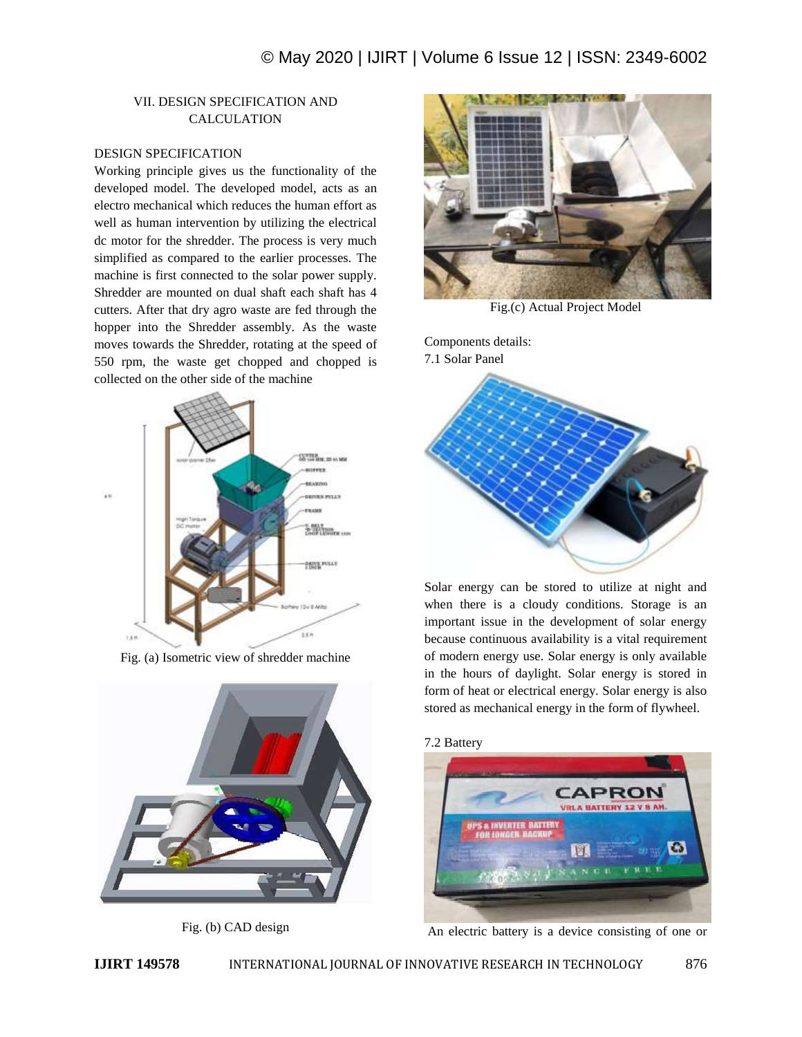## VII. DESIGN SPECIFICATION AND CALCULATION

### DESIGN SPECIFICATION

Working principle gives us the functionality of the developed model. The developed model, acts as an electro mechanical which reduces the human effort as well as human intervention by utilizing the electrical dc motor for the shredder. The process is very much simplified as compared to the earlier processes. The machine is first connected to the solar power supply. Shredder are mounted on dual shaft each shaft has 4 cutters. After that dry agro waste are fed through the hopper into the Shredder assembly. As the waste moves towards the Shredder, rotating at the speed of 550 rpm, the waste get chopped and chopped is collected on the other side of the machine

Fig. (a) Isometric view of shredder machine

Fig. (b) CAD design

Fig.(c) Actual Project Model

Components details:

### 7.1 Solar Panel

Solar energy can be stored to utilize at night and when there is a cloudy conditions. Storage is an important issue in the development of solar energy because continuous availability is a vital requirement of modern energy use. Solar energy is only available in the hours of daylight. Solar energy is stored in form of heat or electrical energy. Solar energy is also stored as mechanical energy in the form of flywheel.

### 7.2 Battery

An electric battery is a device consisting of one or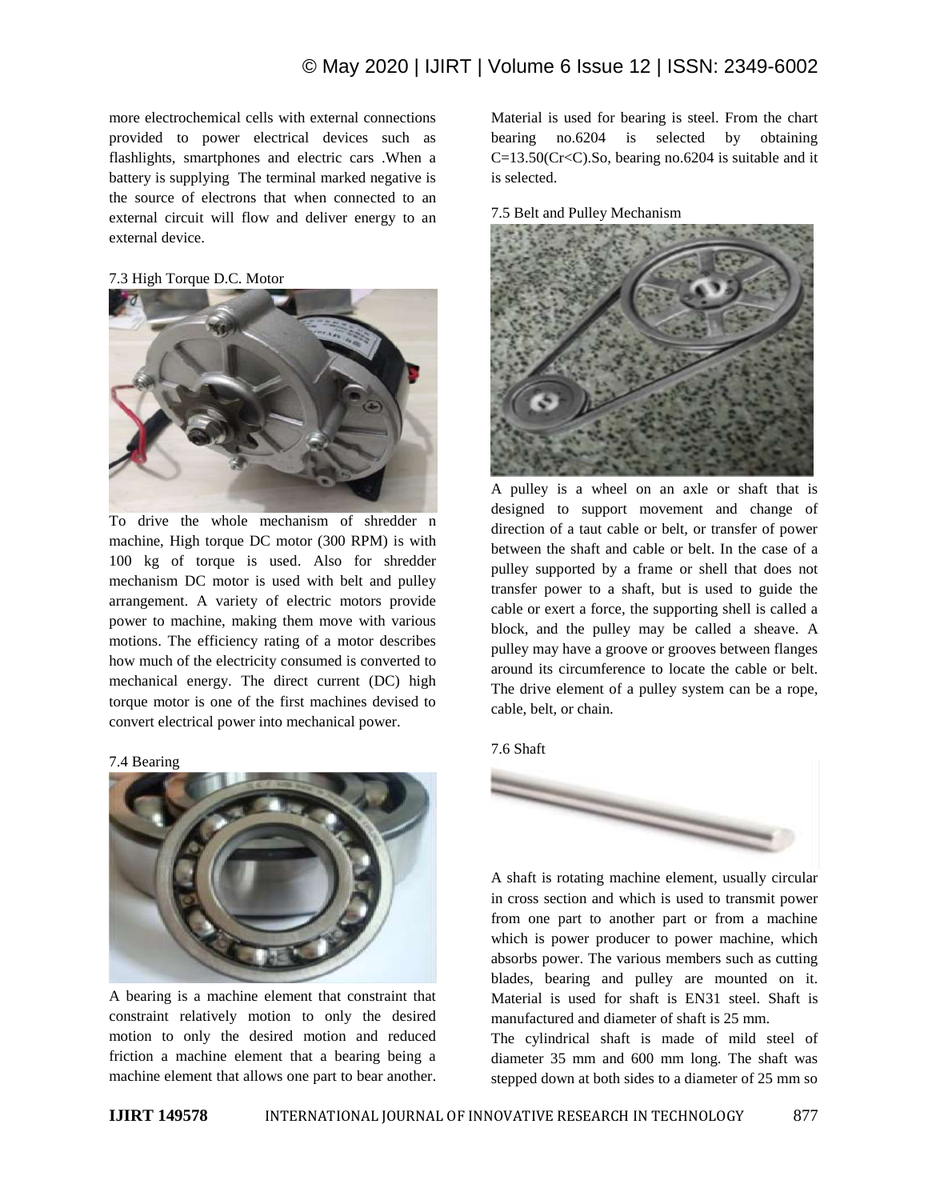more electrochemical cells with external connections provided to power electrical devices such as flashlights, smartphones and electric cars .When a battery is supplying The terminal marked negative is the source of electrons that when connected to an external circuit will flow and deliver energy to an external device.

7.3 High Torque D.C. Motor

To drive the whole mechanism of shredder n machine, High torque DC motor (300 RPM) is with 100 kg of torque is used. Also for shredder mechanism DC motor is used with belt and pulley arrangement. A variety of electric motors provide power to machine, making them move with various motions. The efficiency rating of a motor describes how much of the electricity consumed is converted to mechanical energy. The direct current (DC) high torque motor is one of the first machines devised to convert electrical power into mechanical power.

7.4 Bearing

A bearing is a machine element that constraint that constraint relatively motion to only the desired motion to only the desired motion and reduced friction a machine element that a bearing being a machine element that allows one part to bear another. Material is used for bearing is steel. From the chart bearing no.6204 is selected by obtaining C=13.50(Cr<C).So, bearing no.6204 is suitable and it is selected.

7.5 Belt and Pulley Mechanism

A pulley is a wheel on an axle or shaft that is designed to support movement and change of direction of a taut cable or belt, or transfer of power between the shaft and cable or belt. In the case of a pulley supported by a frame or shell that does not transfer power to a shaft, but is used to guide the cable or exert a force, the supporting shell is called a block, and the pulley may be called a sheave. A pulley may have a groove or grooves between flanges around its circumference to locate the cable or belt. The drive element of a pulley system can be a rope, cable, belt, or chain.

7.6 Shaft

A shaft is rotating machine element, usually circular in cross section and which is used to transmit power from one part to another part or from a machine which is power producer to power machine, which absorbs power. The various members such as cutting blades, bearing and pulley are mounted on it. Material is used for shaft is EN31 steel. Shaft is manufactured and diameter of shaft is 25 mm.

The cylindrical shaft is made of mild steel of diameter 35 mm and 600 mm long. The shaft was stepped down at both sides to a diameter of 25 mm so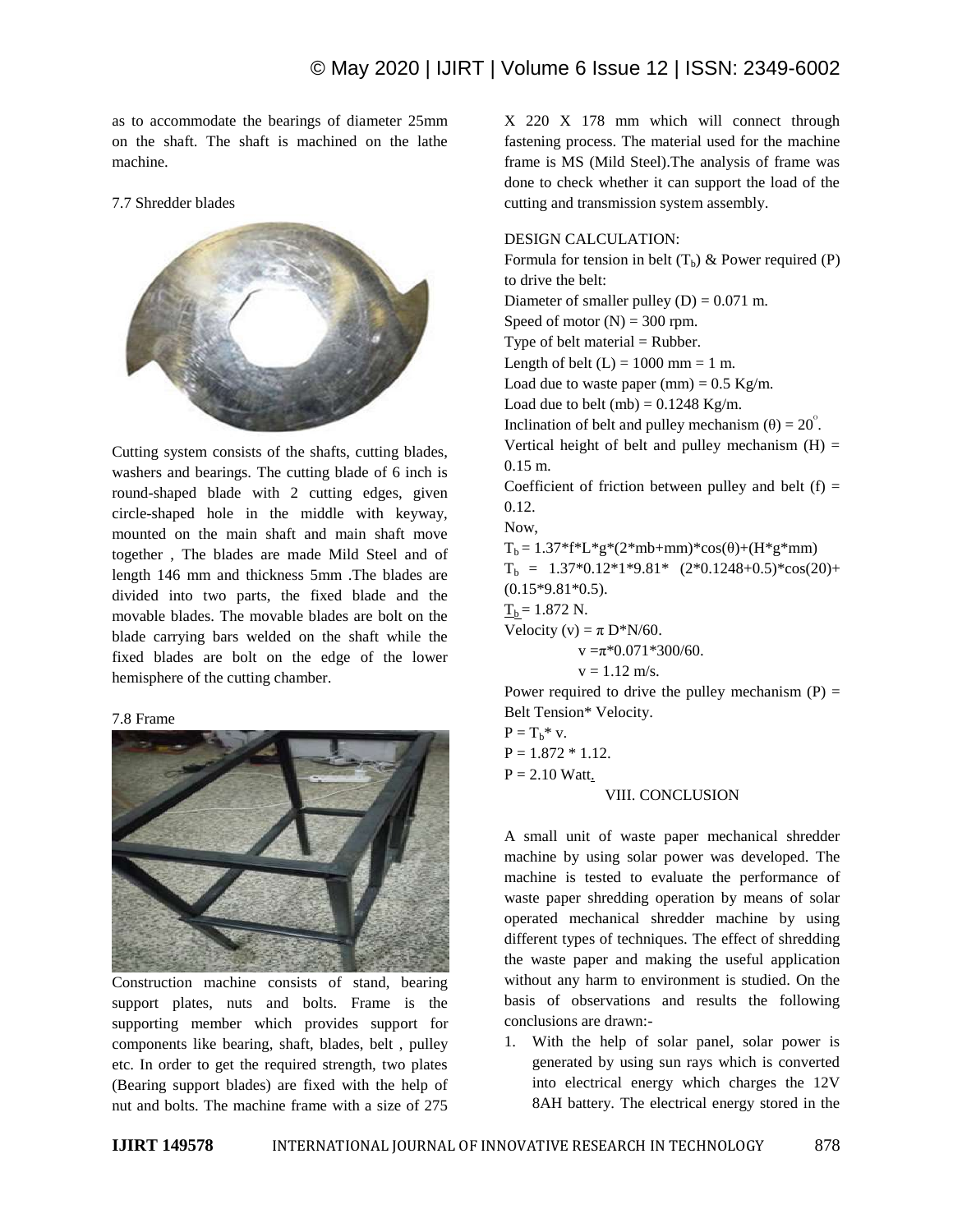as to accommodate the bearings of diameter 25mm on the shaft. The shaft is machined on the lathe machine.

7.7 Shredder blades

Cutting system consists of the shafts, cutting blades, washers and bearings. The cutting blade of 6 inch is round-shaped blade with 2 cutting edges, given circle-shaped hole in the middle with keyway, mounted on the main shaft and main shaft move together , The blades are made Mild Steel and of length 146 mm and thickness 5mm .The blades are divided into two parts, the fixed blade and the movable blades. The movable blades are bolt on the blade carrying bars welded on the shaft while the fixed blades are bolt on the edge of the lower hemisphere of the cutting chamber.

7.8 Frame

Construction machine consists of stand, bearing support plates, nuts and bolts. Frame is the supporting member which provides support for components like bearing, shaft, blades, belt , pulley etc. In order to get the required strength, two plates (Bearing support blades) are fixed with the help of nut and bolts. The machine frame with a size of 275 X 220 X 178 mm which will connect through fastening process. The material used for the machine frame is MS (Mild Steel).The analysis of frame was done to check whether it can support the load of the cutting and transmission system assembly.

DESIGN CALCULATION:

Formula for tension in belt ($T_b$) & Power required (P) to drive the belt:

Diameter of smaller pulley (D) = 0.071 m.

Speed of motor (N) = 300 rpm.

Type of belt material = Rubber.

Length of belt (L) = 1000 mm = 1 m.

Load due to waste paper (mm) = 0.5 Kg/m.

Load due to belt (mb) = 0.1248 Kg/m.

Inclination of belt and pulley mechanism ($\theta$) = $20^{\circ}$.

Vertical height of belt and pulley mechanism (H) = 0.15 m.

Coefficient of friction between pulley and belt (f) = 0.12.

Now,

$T_b = 1.37*f*L*g*(2*mb+mm)*\cos(\theta)+(H*g*mm)$

$T_b = 1.37*0.12*1*9.81*(2*0.1248+0.5)*\cos(20)+(0.15*9.81*0.5)$.

$T_b = 1.872$ N.

Velocity (v) = $\pi$ D*N/60.

$v = \pi*0.071*300/60$.

$v = 1.12$ m/s.

Power required to drive the pulley mechanism (P) = Belt Tension* Velocity.

$P = T_b * v$.

$P = 1.872 * 1.12$.

$P = 2.10$ Watt.

## VIII. CONCLUSION

A small unit of waste paper mechanical shredder machine by using solar power was developed. The machine is tested to evaluate the performance of waste paper shredding operation by means of solar operated mechanical shredder machine by using different types of techniques. The effect of shredding the waste paper and making the useful application without any harm to environment is studied. On the basis of observations and results the following conclusions are drawn:-

1. With the help of solar panel, solar power is generated by using sun rays which is converted into electrical energy which charges the 12V 8AH battery. The electrical energy stored in the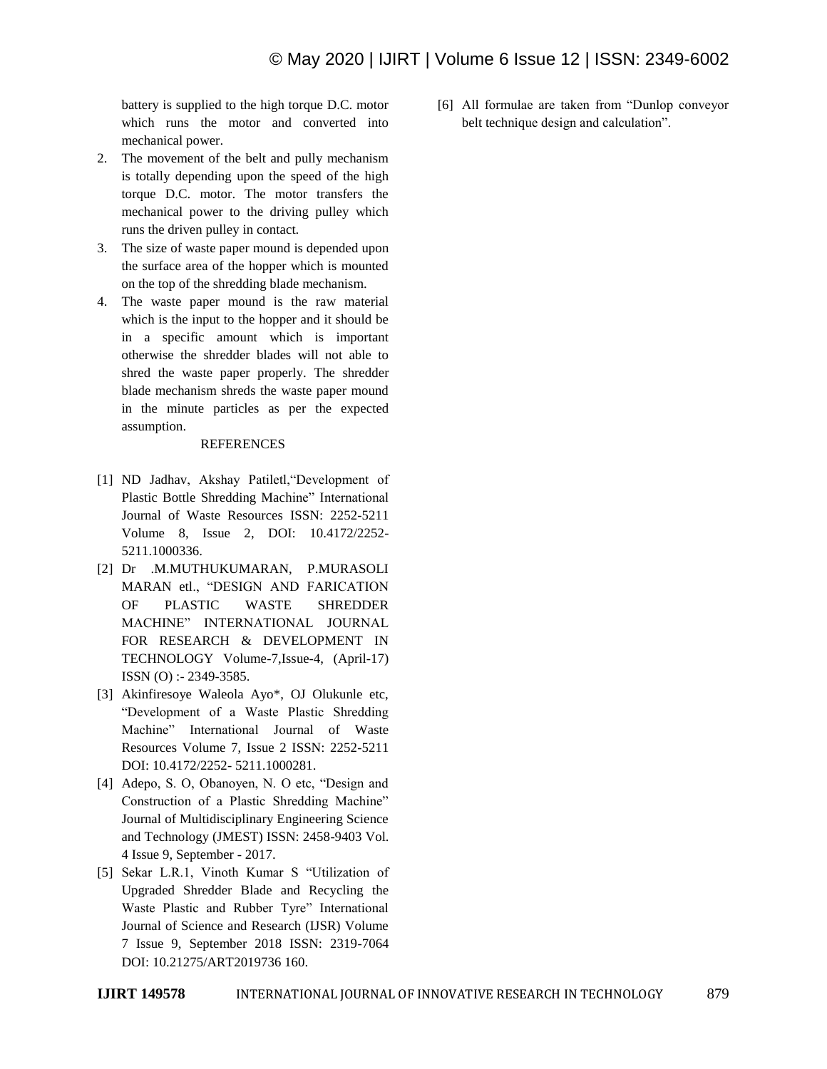battery is supplied to the high torque D.C. motor which runs the motor and converted into mechanical power.

2. The movement of the belt and pully mechanism is totally depending upon the speed of the high torque D.C. motor. The motor transfers the mechanical power to the driving pulley which runs the driven pulley in contact.
3. The size of waste paper mound is depended upon the surface area of the hopper which is mounted on the top of the shredding blade mechanism.
4. The waste paper mound is the raw material which is the input to the hopper and it should be in a specific amount which is important otherwise the shredder blades will not able to shred the waste paper properly. The shredder blade mechanism shreds the waste paper mound in the minute particles as per the expected assumption.

## REFERENCES

[1] ND Jadhav, Akshay Patiletl,“Development of Plastic Bottle Shredding Machine” International Journal of Waste Resources ISSN: 2252-5211 Volume 8, Issue 2, DOI: 10.4172/2252-5211.1000336.

[2] Dr .M.MUTHUKUMARAN, P.MURASOLI MARAN etl., “DESIGN AND FARICATION OF PLASTIC WASTE SHREDDER MACHINE” INTERNATIONAL JOURNAL FOR RESEARCH & DEVELOPMENT IN TECHNOLOGY Volume-7,Issue-4, (April-17) ISSN (O) :- 2349-3585.

[3] Akinfiresoye Waleola Ayo*, OJ Olukunle etc, “Development of a Waste Plastic Shredding Machine” International Journal of Waste Resources Volume 7, Issue 2 ISSN: 2252-5211 DOI: 10.4172/2252- 5211.1000281.

[4] Adepo, S. O, Obanoyen, N. O etc, “Design and Construction of a Plastic Shredding Machine” Journal of Multidisciplinary Engineering Science and Technology (JMEST) ISSN: 2458-9403 Vol. 4 Issue 9, September - 2017.

[5] Sekar L.R.1, Vinoth Kumar S “Utilization of Upgraded Shredder Blade and Recycling the Waste Plastic and Rubber Tyre” International Journal of Science and Research (IJSR) Volume 7 Issue 9, September 2018 ISSN: 2319-7064 DOI: 10.21275/ART2019736 160.

[6] All formulae are taken from “Dunlop conveyor belt technique design and calculation”.